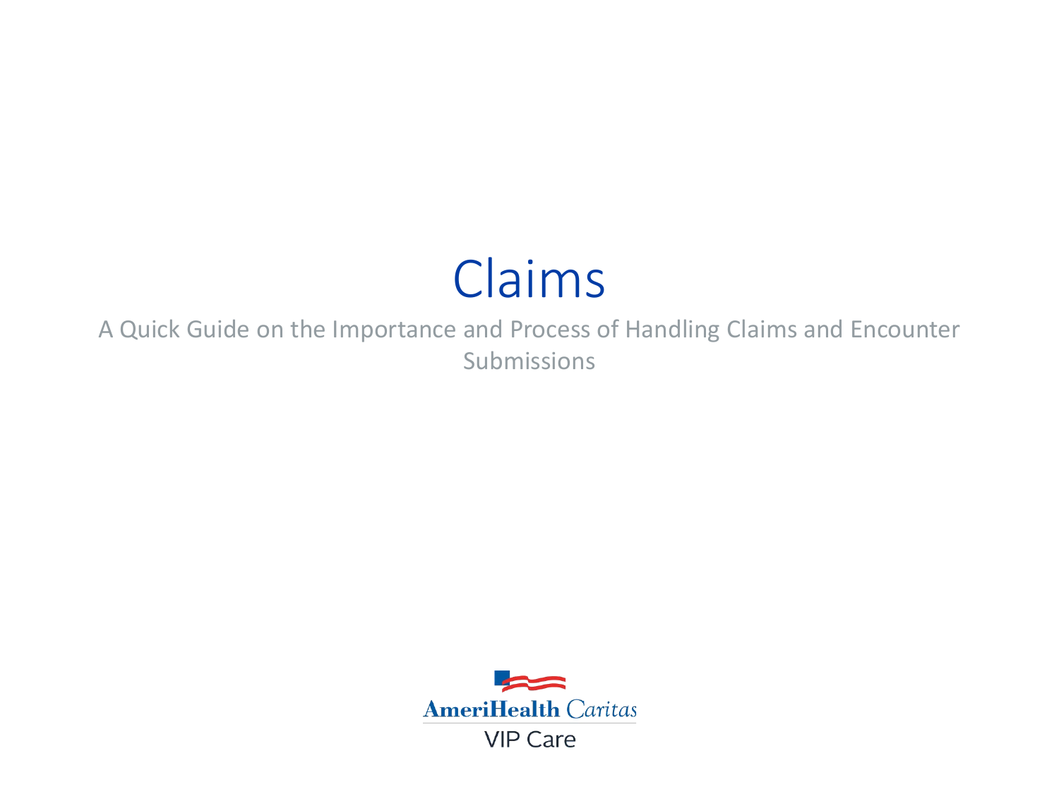# Claims

A Quick Guide on the Importance and Process of Handling Claims and Encounter Submissions

AmeriHealth Caritas

VIP Care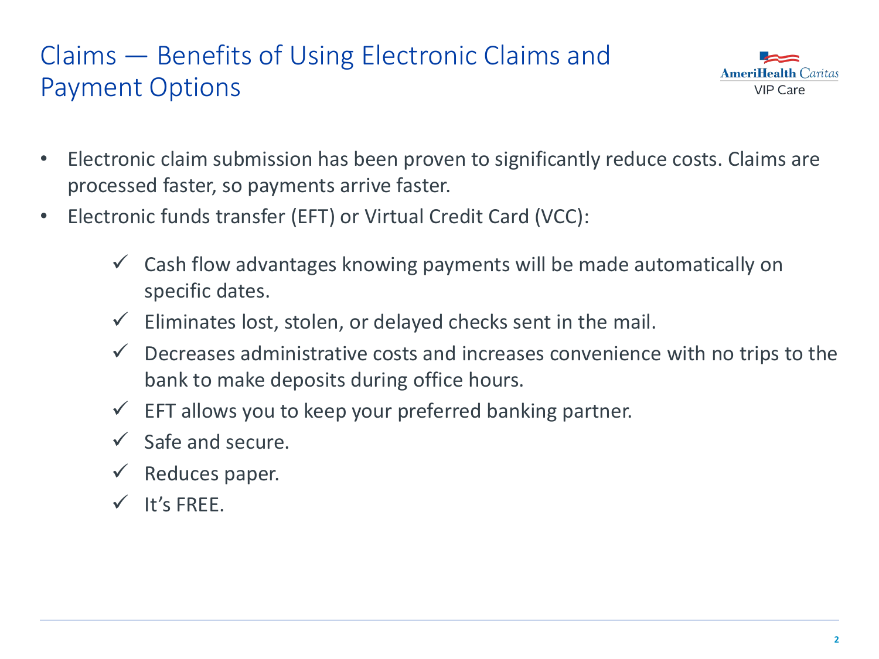# Claims — Benefits of Using Electronic Claims and Payment Options

- Electronic claim submission has been proven to significantly reduce costs. Claims are processed faster, so payments arrive faster.
- Electronic funds transfer (EFT) or Virtual Credit Card (VCC):
  - ✓ Cash flow advantages knowing payments will be made automatically on specific dates.
  - ✓ Eliminates lost, stolen, or delayed checks sent in the mail.
  - ✓ Decreases administrative costs and increases convenience with no trips to the bank to make deposits during office hours.
  - ✓ EFT allows you to keep your preferred banking partner.
  - ✓ Safe and secure.
  - ✓ Reduces paper.
  - ✓ It's FREE.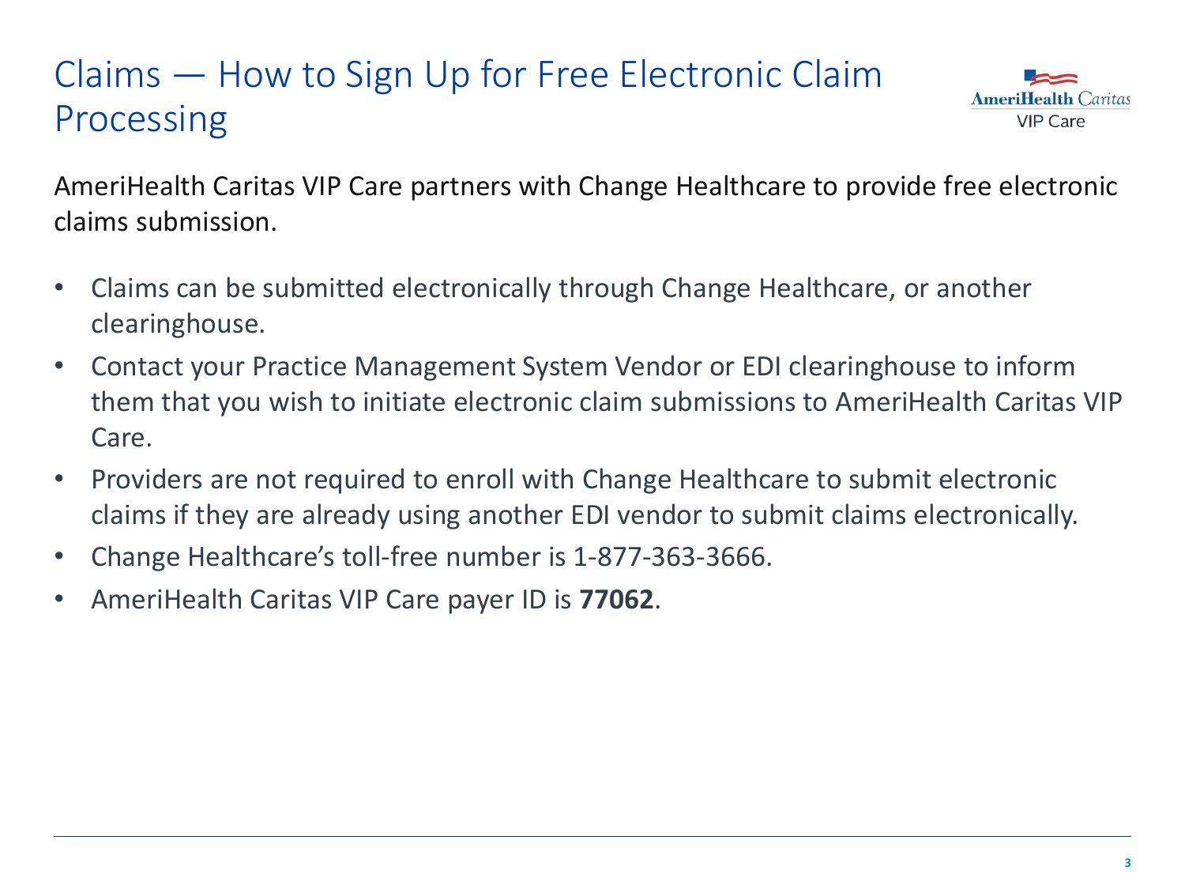# Claims — How to Sign Up for Free Electronic Claim Processing

AmeriHealth Caritas VIP Care partners with Change Healthcare to provide free electronic claims submission.

- Claims can be submitted electronically through Change Healthcare, or another clearinghouse.
- Contact your Practice Management System Vendor or EDI clearinghouse to inform them that you wish to initiate electronic claim submissions to AmeriHealth Caritas VIP Care.
- Providers are not required to enroll with Change Healthcare to submit electronic claims if they are already using another EDI vendor to submit claims electronically.
- Change Healthcare's toll-free number is 1-877-363-3666.
- AmeriHealth Caritas VIP Care payer ID is **77062**.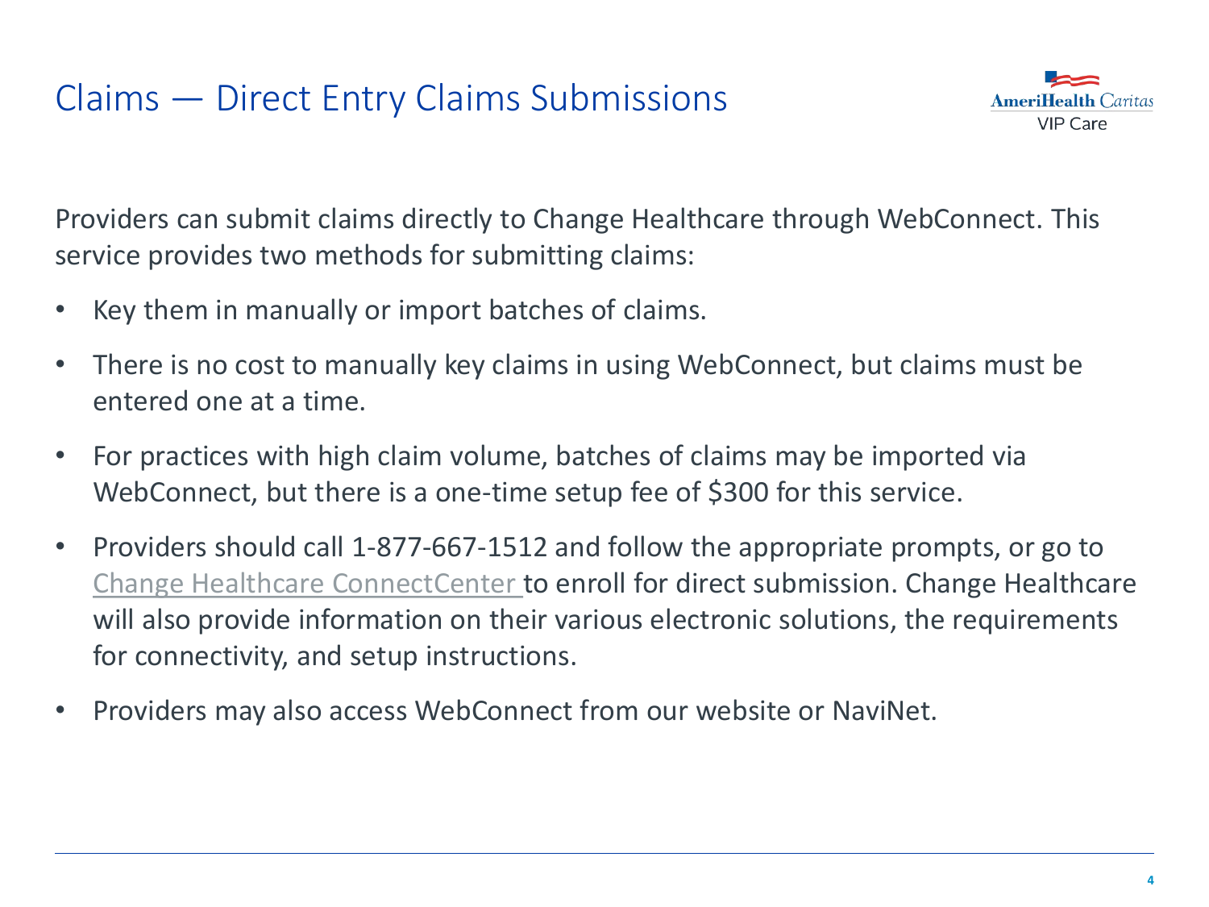# Claims — Direct Entry Claims Submissions

Providers can submit claims directly to Change Healthcare through WebConnect. This service provides two methods for submitting claims:

- Key them in manually or import batches of claims.
- There is no cost to manually key claims in using WebConnect, but claims must be entered one at a time.
- For practices with high claim volume, batches of claims may be imported via WebConnect, but there is a one-time setup fee of $300 for this service.
- Providers should call 1-877-667-1512 and follow the appropriate prompts, or go to Change Healthcare ConnectCenter to enroll for direct submission. Change Healthcare will also provide information on their various electronic solutions, the requirements for connectivity, and setup instructions.
- Providers may also access WebConnect from our website or NaviNet.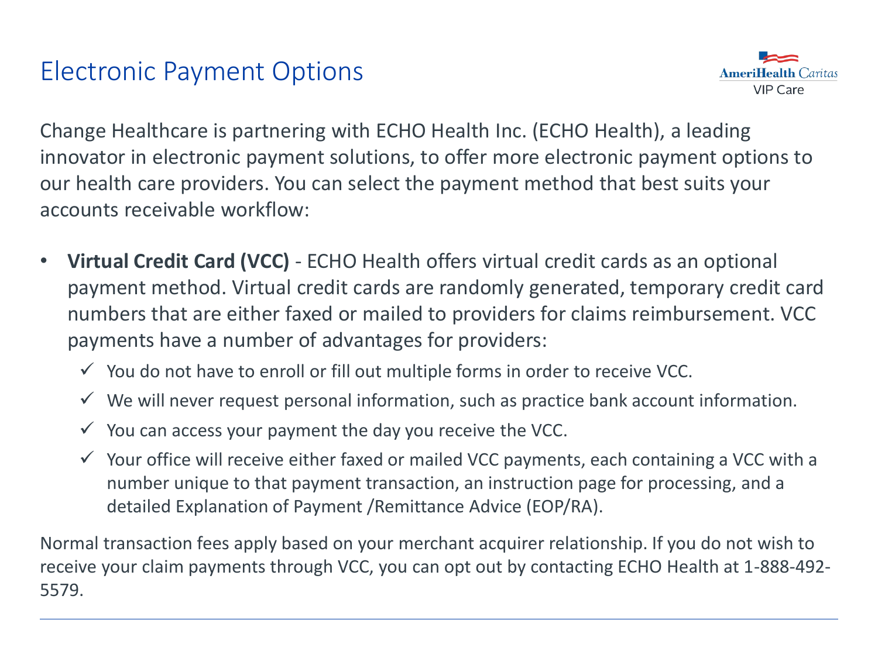# Electronic Payment Options

Change Healthcare is partnering with ECHO Health Inc. (ECHO Health), a leading innovator in electronic payment solutions, to offer more electronic payment options to our health care providers. You can select the payment method that best suits your accounts receivable workflow:

- **Virtual Credit Card (VCC)** - ECHO Health offers virtual credit cards as an optional payment method. Virtual credit cards are randomly generated, temporary credit card numbers that are either faxed or mailed to providers for claims reimbursement. VCC payments have a number of advantages for providers:
  - ✓ You do not have to enroll or fill out multiple forms in order to receive VCC.
  - ✓ We will never request personal information, such as practice bank account information.
  - ✓ You can access your payment the day you receive the VCC.
  - ✓ Your office will receive either faxed or mailed VCC payments, each containing a VCC with a number unique to that payment transaction, an instruction page for processing, and a detailed Explanation of Payment /Remittance Advice (EOP/RA).

Normal transaction fees apply based on your merchant acquirer relationship. If you do not wish to receive your claim payments through VCC, you can opt out by contacting ECHO Health at 1-888-492-5579.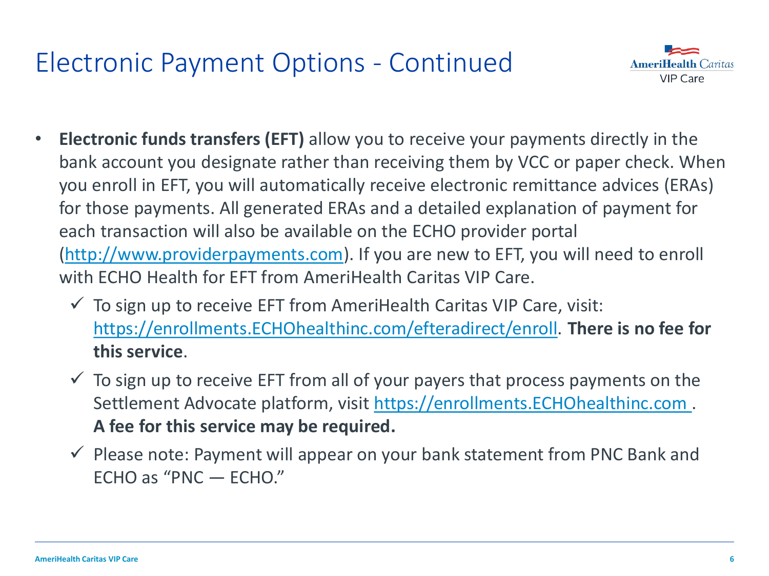# Electronic Payment Options - Continued

- **Electronic funds transfers (EFT)** allow you to receive your payments directly in the bank account you designate rather than receiving them by VCC or paper check. When you enroll in EFT, you will automatically receive electronic remittance advices (ERAs) for those payments. All generated ERAs and a detailed explanation of payment for each transaction will also be available on the ECHO provider portal (http://www.providerpayments.com). If you are new to EFT, you will need to enroll with ECHO Health for EFT from AmeriHealth Caritas VIP Care.
  - ✓ To sign up to receive EFT from AmeriHealth Caritas VIP Care, visit: https://enrollments.ECHOhealthinc.com/efteradirect/enroll. **There is no fee for this service**.
  - ✓ To sign up to receive EFT from all of your payers that process payments on the Settlement Advocate platform, visit https://enrollments.ECHOhealthinc.com . **A fee for this service may be required.**
  - ✓ Please note: Payment will appear on your bank statement from PNC Bank and ECHO as "PNC — ECHO."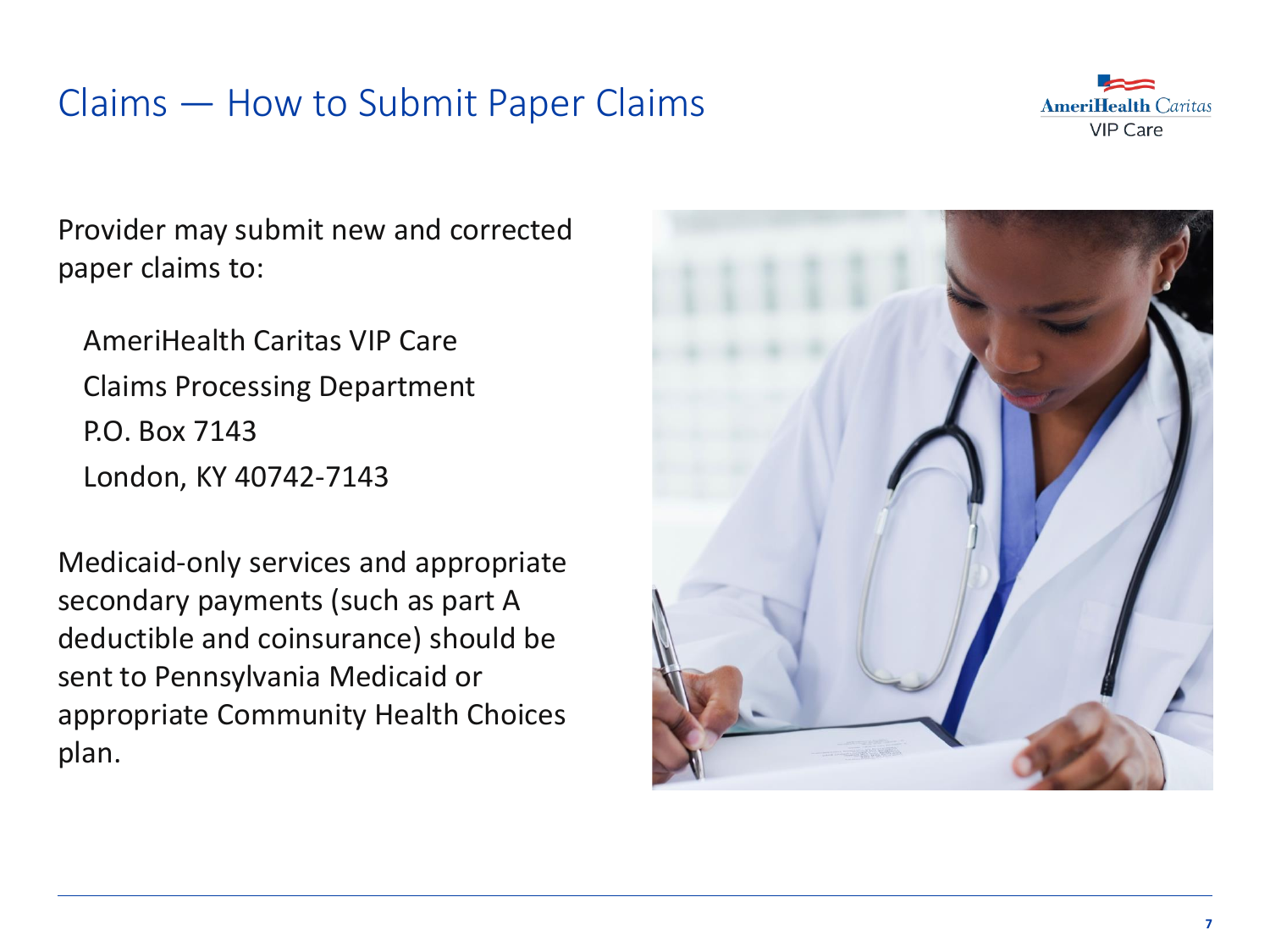# Claims — How to Submit Paper Claims

Provider may submit new and corrected paper claims to:

AmeriHealth Caritas VIP Care
Claims Processing Department
P.O. Box 7143
London, KY 40742-7143

Medicaid-only services and appropriate secondary payments (such as part A deductible and coinsurance) should be sent to Pennsylvania Medicaid or appropriate Community Health Choices plan.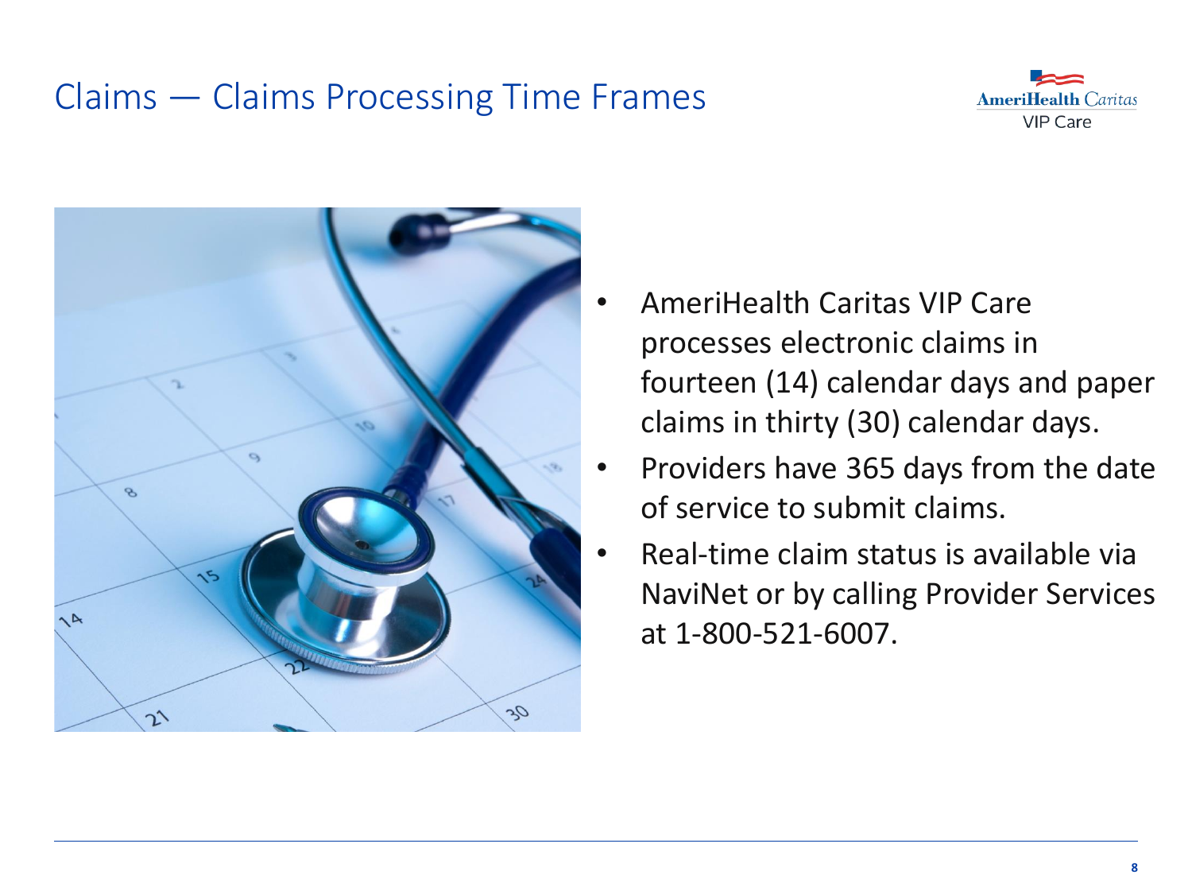# Claims — Claims Processing Time Frames

- AmeriHealth Caritas VIP Care processes electronic claims in fourteen (14) calendar days and paper claims in thirty (30) calendar days.
- Providers have 365 days from the date of service to submit claims.
- Real-time claim status is available via NaviNet or by calling Provider Services at 1-800-521-6007.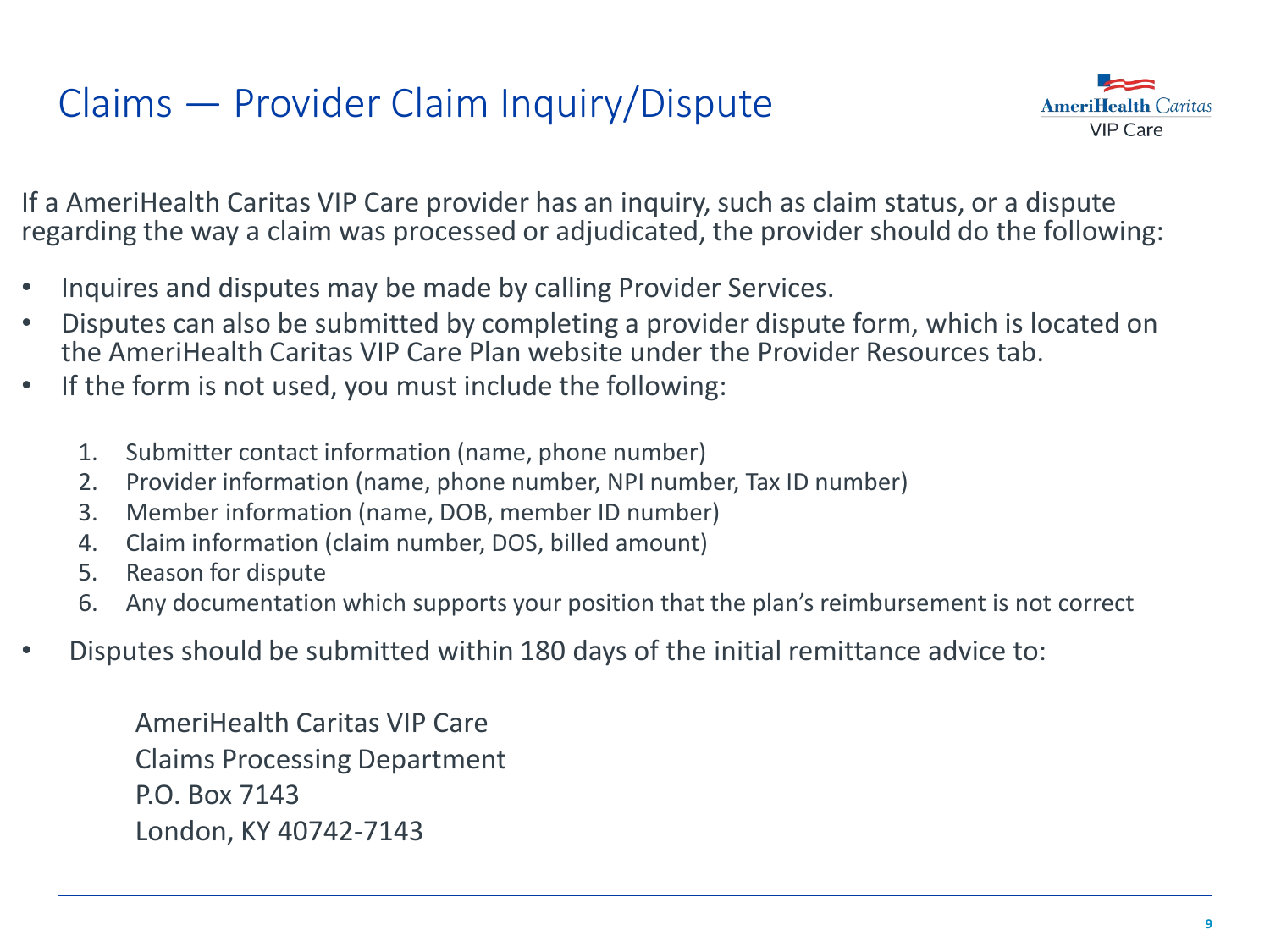# Claims — Provider Claim Inquiry/Dispute

If a AmeriHealth Caritas VIP Care provider has an inquiry, such as claim status, or a dispute regarding the way a claim was processed or adjudicated, the provider should do the following:

- Inquires and disputes may be made by calling Provider Services.
- Disputes can also be submitted by completing a provider dispute form, which is located on the AmeriHealth Caritas VIP Care Plan website under the Provider Resources tab.
- If the form is not used, you must include the following:

    1. Submitter contact information (name, phone number)
    2. Provider information (name, phone number, NPI number, Tax ID number)
    3. Member information (name, DOB, member ID number)
    4. Claim information (claim number, DOS, billed amount)
    5. Reason for dispute
    6. Any documentation which supports your position that the plan's reimbursement is not correct

- Disputes should be submitted within 180 days of the initial remittance advice to:

    AmeriHealth Caritas VIP Care
    Claims Processing Department
    P.O. Box 7143
    London, KY 40742-7143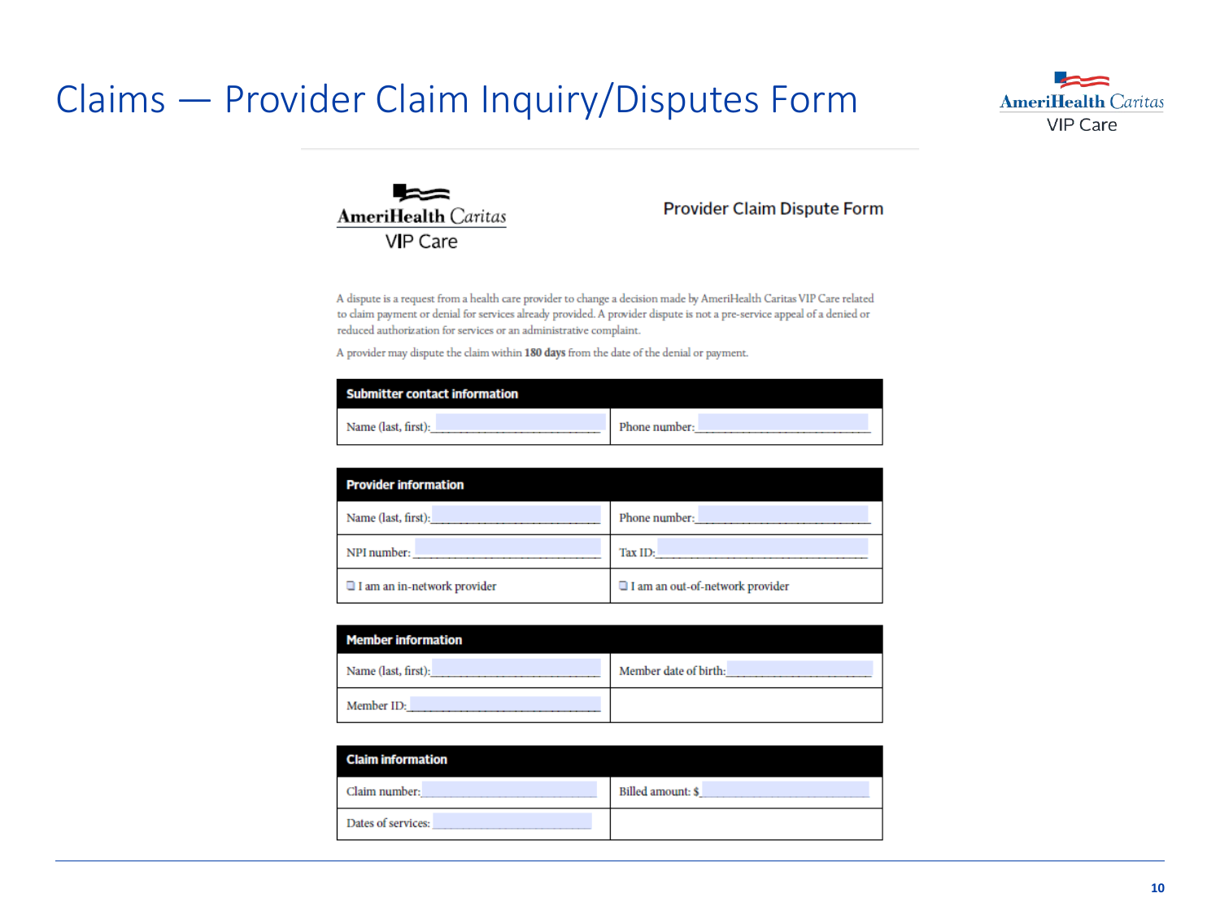# Claims — Provider Claim Inquiry/Disputes Form

AmeriHealth Caritas VIP Care

## Provider Claim Dispute Form

A dispute is a request from a health care provider to change a decision made by AmeriHealth Caritas VIP Care related to claim payment or denial for services already provided. A provider dispute is not a pre-service appeal of a denied or reduced authorization for services or an administrative complaint.

A provider may dispute the claim within **180 days** from the date of the denial or payment.

| **Submitter contact information** | |
|---|---|
| Name (last, first): ____________ | Phone number: ____________ |

| **Provider information** | |
|---|---|
| Name (last, first): ____________ | Phone number: ____________ |
| NPI number: ____________ | Tax ID: ____________ |
| ❑ I am an in-network provider | ❑ I am an out-of-network provider |

| **Member information** | |
|---|---|
| Name (last, first): ____________ | Member date of birth: ____________ |
| Member ID: ____________ | |

| **Claim information** | |
|---|---|
| Claim number: ____________ | Billed amount: $ ____________ |
| Dates of services: ____________ | |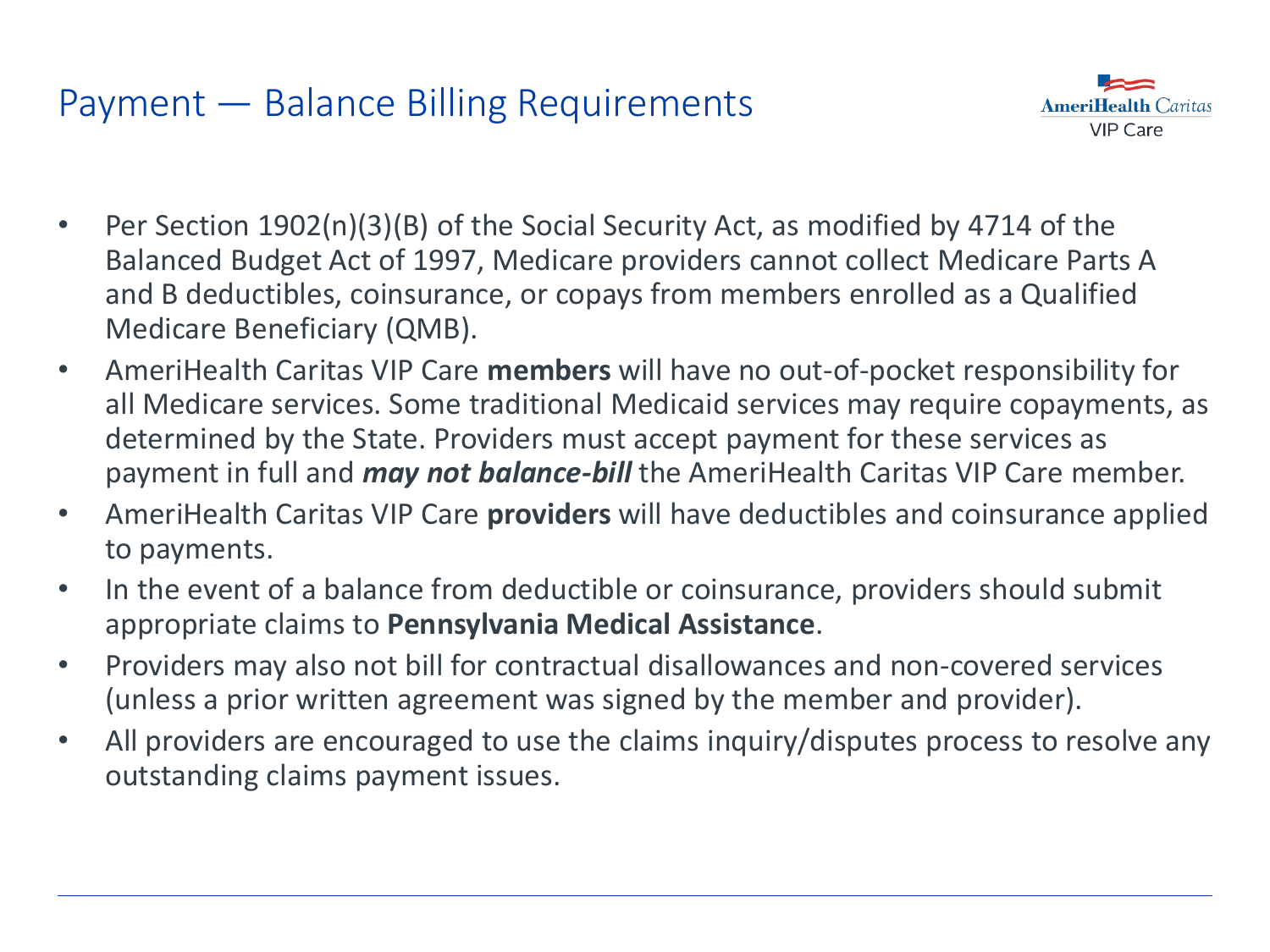# Payment — Balance Billing Requirements

- Per Section 1902(n)(3)(B) of the Social Security Act, as modified by 4714 of the Balanced Budget Act of 1997, Medicare providers cannot collect Medicare Parts A and B deductibles, coinsurance, or copays from members enrolled as a Qualified Medicare Beneficiary (QMB).
- AmeriHealth Caritas VIP Care **members** will have no out-of-pocket responsibility for all Medicare services. Some traditional Medicaid services may require copayments, as determined by the State. Providers must accept payment for these services as payment in full and ***may not balance-bill*** the AmeriHealth Caritas VIP Care member.
- AmeriHealth Caritas VIP Care **providers** will have deductibles and coinsurance applied to payments.
- In the event of a balance from deductible or coinsurance, providers should submit appropriate claims to **Pennsylvania Medical Assistance**.
- Providers may also not bill for contractual disallowances and non-covered services (unless a prior written agreement was signed by the member and provider).
- All providers are encouraged to use the claims inquiry/disputes process to resolve any outstanding claims payment issues.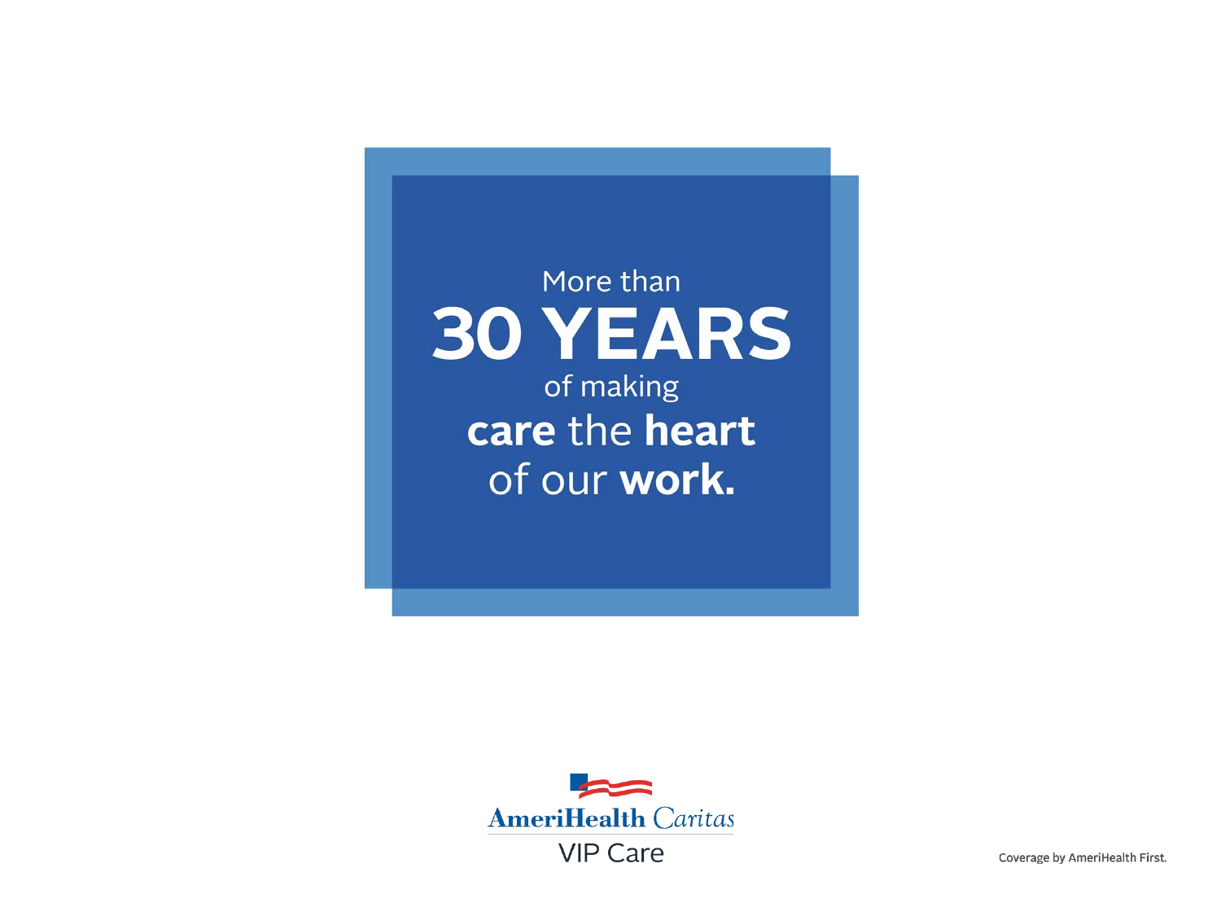More than

**30 YEARS**

of making

**care** the **heart**

of our **work.**

AmeriHealth Caritas

VIP Care

Coverage by AmeriHealth First.